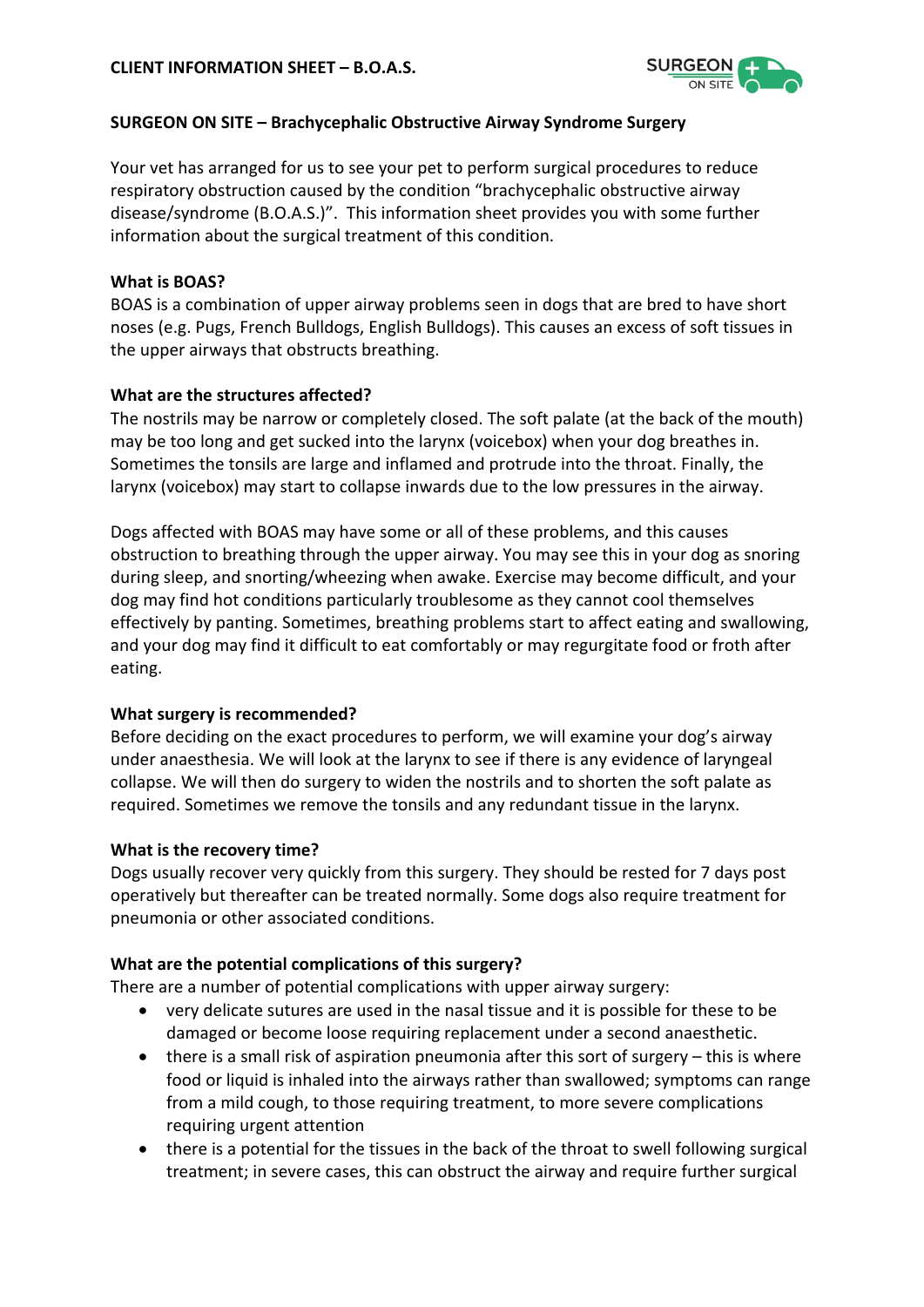**CLIENT INFORMATION SHEET – B.O.A.S.**

## SURGEON ON SITE – Brachycephalic Obstructive Airway Syndrome Surgery

Your vet has arranged for us to see your pet to perform surgical procedures to reduce respiratory obstruction caused by the condition "brachycephalic obstructive airway disease/syndrome (B.O.A.S.)". This information sheet provides you with some further information about the surgical treatment of this condition.

### What is BOAS?

BOAS is a combination of upper airway problems seen in dogs that are bred to have short noses (e.g. Pugs, French Bulldogs, English Bulldogs). This causes an excess of soft tissues in the upper airways that obstructs breathing.

### What are the structures affected?

The nostrils may be narrow or completely closed. The soft palate (at the back of the mouth) may be too long and get sucked into the larynx (voicebox) when your dog breathes in. Sometimes the tonsils are large and inflamed and protrude into the throat. Finally, the larynx (voicebox) may start to collapse inwards due to the low pressures in the airway.

Dogs affected with BOAS may have some or all of these problems, and this causes obstruction to breathing through the upper airway. You may see this in your dog as snoring during sleep, and snorting/wheezing when awake. Exercise may become difficult, and your dog may find hot conditions particularly troublesome as they cannot cool themselves effectively by panting. Sometimes, breathing problems start to affect eating and swallowing, and your dog may find it difficult to eat comfortably or may regurgitate food or froth after eating.

### What surgery is recommended?

Before deciding on the exact procedures to perform, we will examine your dog's airway under anaesthesia. We will look at the larynx to see if there is any evidence of laryngeal collapse. We will then do surgery to widen the nostrils and to shorten the soft palate as required. Sometimes we remove the tonsils and any redundant tissue in the larynx.

### What is the recovery time?

Dogs usually recover very quickly from this surgery. They should be rested for 7 days post operatively but thereafter can be treated normally. Some dogs also require treatment for pneumonia or other associated conditions.

### What are the potential complications of this surgery?

There are a number of potential complications with upper airway surgery:

- very delicate sutures are used in the nasal tissue and it is possible for these to be damaged or become loose requiring replacement under a second anaesthetic.
- there is a small risk of aspiration pneumonia after this sort of surgery – this is where food or liquid is inhaled into the airways rather than swallowed; symptoms can range from a mild cough, to those requiring treatment, to more severe complications requiring urgent attention
- there is a potential for the tissues in the back of the throat to swell following surgical treatment; in severe cases, this can obstruct the airway and require further surgical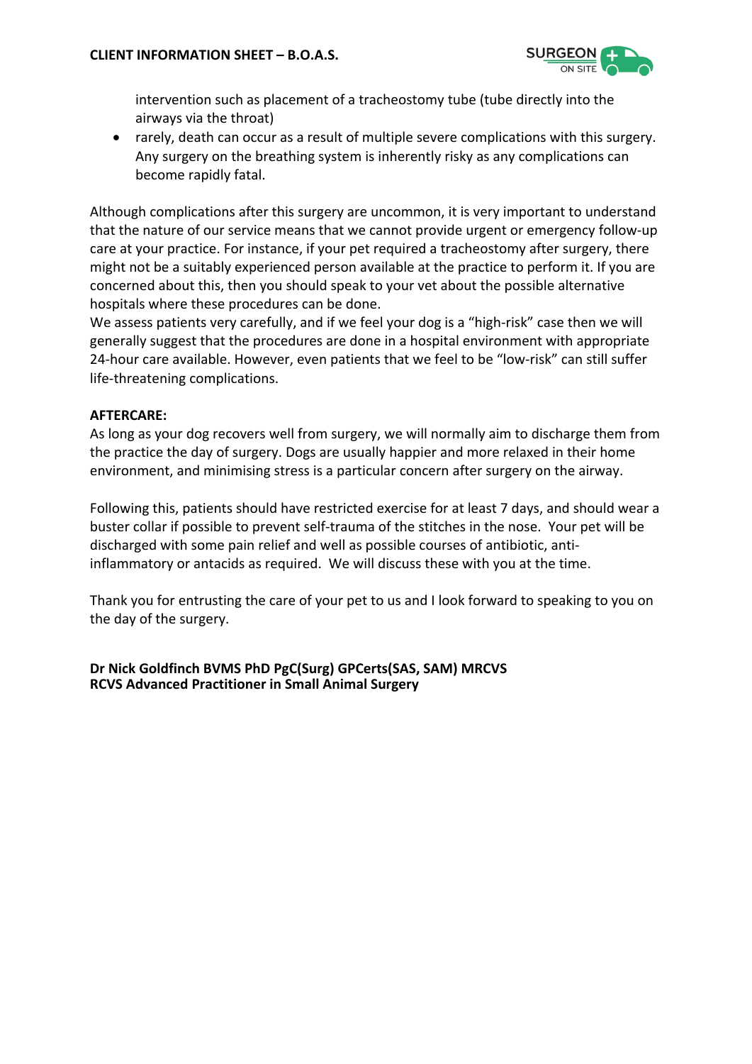intervention such as placement of a tracheostomy tube (tube directly into the airways via the throat)

- rarely, death can occur as a result of multiple severe complications with this surgery. Any surgery on the breathing system is inherently risky as any complications can become rapidly fatal.

Although complications after this surgery are uncommon, it is very important to understand that the nature of our service means that we cannot provide urgent or emergency follow-up care at your practice. For instance, if your pet required a tracheostomy after surgery, there might not be a suitably experienced person available at the practice to perform it. If you are concerned about this, then you should speak to your vet about the possible alternative hospitals where these procedures can be done.
We assess patients very carefully, and if we feel your dog is a "high-risk" case then we will generally suggest that the procedures are done in a hospital environment with appropriate 24-hour care available. However, even patients that we feel to be "low-risk" can still suffer life-threatening complications.

**AFTERCARE:**
As long as your dog recovers well from surgery, we will normally aim to discharge them from the practice the day of surgery. Dogs are usually happier and more relaxed in their home environment, and minimising stress is a particular concern after surgery on the airway.

Following this, patients should have restricted exercise for at least 7 days, and should wear a buster collar if possible to prevent self-trauma of the stitches in the nose. Your pet will be discharged with some pain relief and well as possible courses of antibiotic, anti-inflammatory or antacids as required. We will discuss these with you at the time.

Thank you for entrusting the care of your pet to us and I look forward to speaking to you on the day of the surgery.

**Dr Nick Goldfinch BVMS PhD PgC(Surg) GPCerts(SAS, SAM) MRCVS**
**RCVS Advanced Practitioner in Small Animal Surgery**